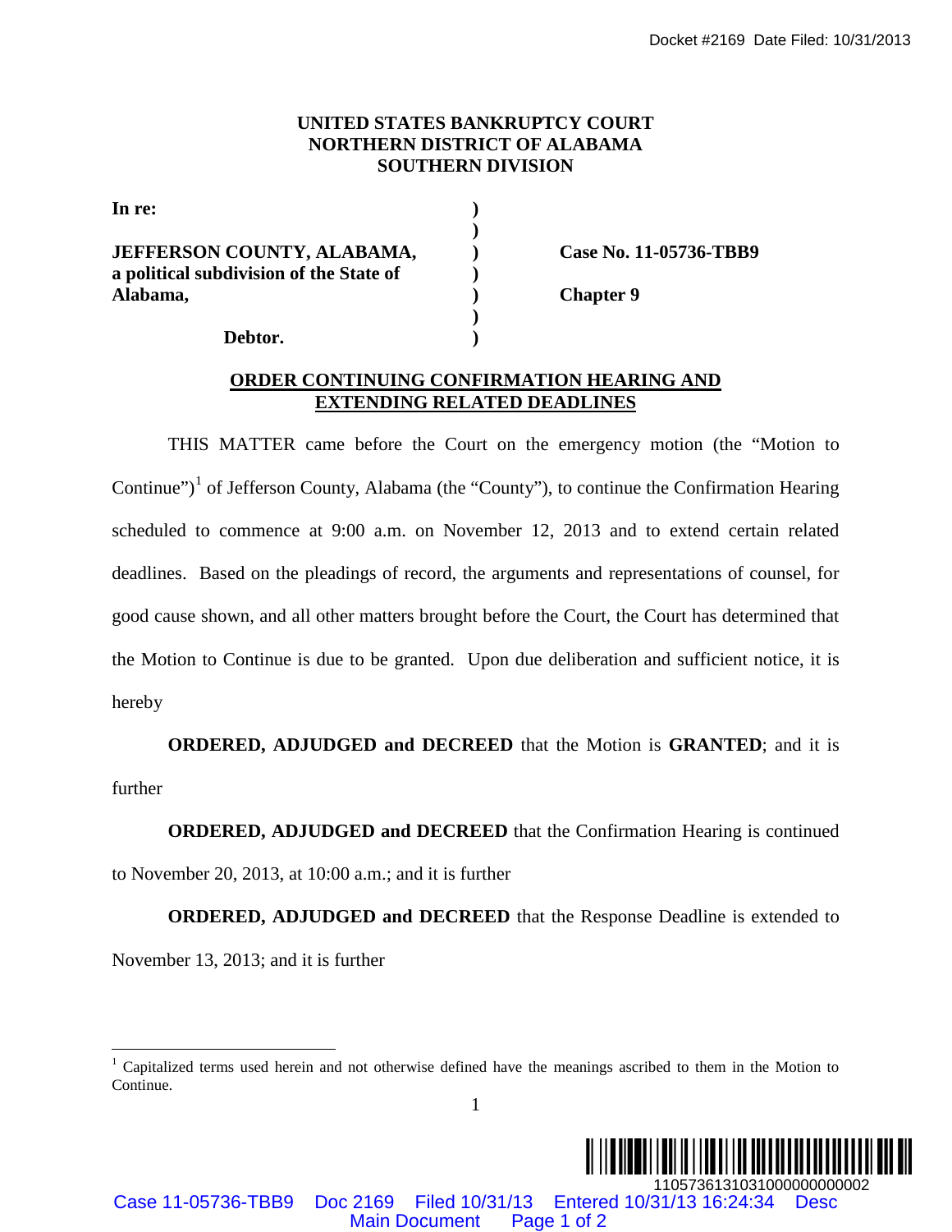**UNITED STATES BANKRUPTCY COURT**
**NORTHERN DISTRICT OF ALABAMA**
**SOUTHERN DIVISION**

| | | |
|---|---|---|
| **In re:** | ) | |
| | ) | |
| **JEFFERSON COUNTY, ALABAMA,** | ) | **Case No. 11-05736-TBB9** |
| **a political subdivision of the State of** | ) | |
| **Alabama,** | ) | **Chapter 9** |
| | ) | |
| **Debtor.** | ) | |

**ORDER CONTINUING CONFIRMATION HEARING AND EXTENDING RELATED DEADLINES**

THIS MATTER came before the Court on the emergency motion (the "Motion to Continue")[1] of Jefferson County, Alabama (the "County"), to continue the Confirmation Hearing scheduled to commence at 9:00 a.m. on November 12, 2013 and to extend certain related deadlines. Based on the pleadings of record, the arguments and representations of counsel, for good cause shown, and all other matters brought before the Court, the Court has determined that the Motion to Continue is due to be granted. Upon due deliberation and sufficient notice, it is hereby

**ORDERED, ADJUDGED and DECREED** that the Motion is **GRANTED**; and it is further

**ORDERED, ADJUDGED and DECREED** that the Confirmation Hearing is continued to November 20, 2013, at 10:00 a.m.; and it is further

**ORDERED, ADJUDGED and DECREED** that the Response Deadline is extended to November 13, 2013; and it is further

[1] Capitalized terms used herein and not otherwise defined have the meanings ascribed to them in the Motion to Continue.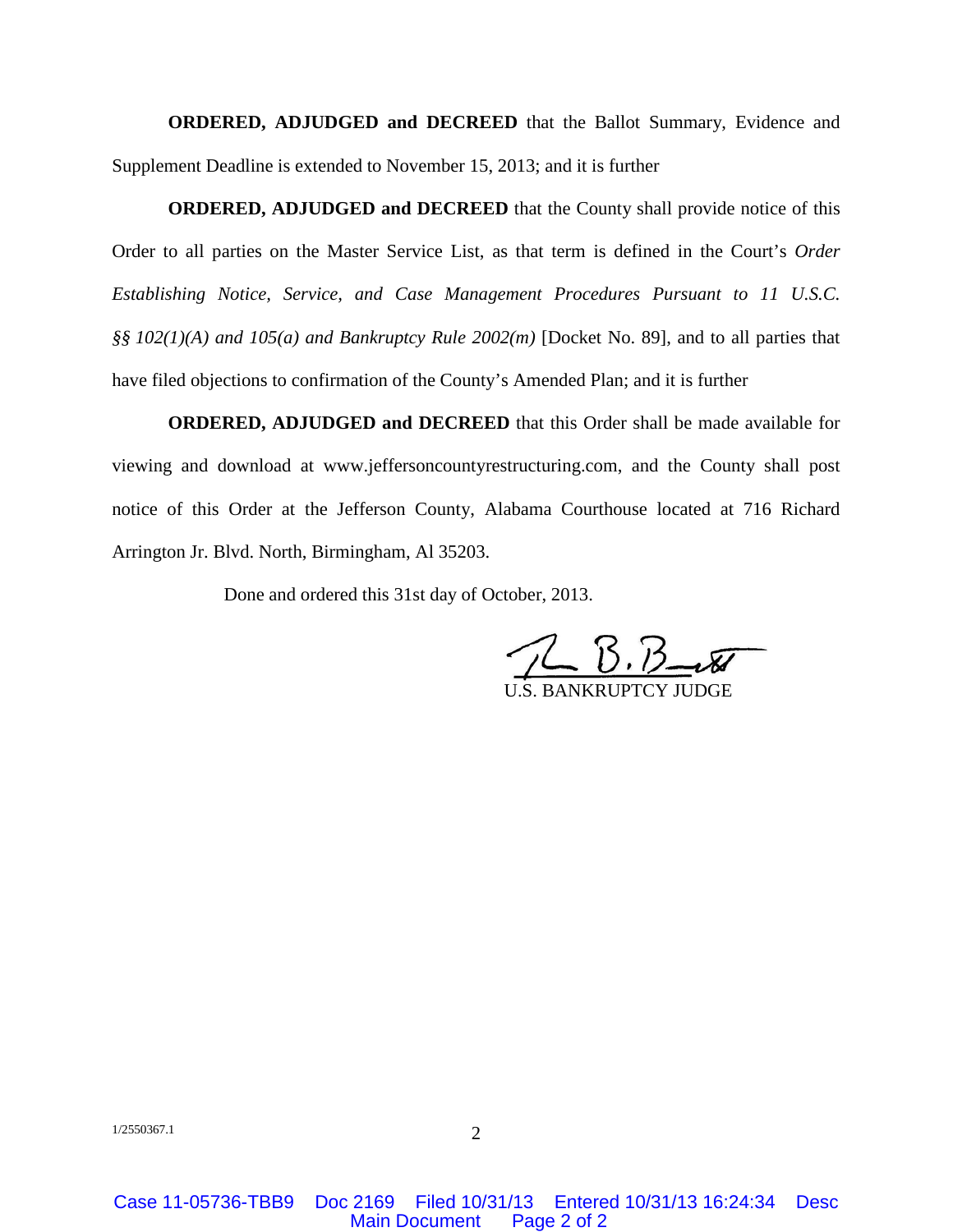**ORDERED, ADJUDGED and DECREED** that the Ballot Summary, Evidence and Supplement Deadline is extended to November 15, 2013; and it is further

**ORDERED, ADJUDGED and DECREED** that the County shall provide notice of this Order to all parties on the Master Service List, as that term is defined in the Court's *Order Establishing Notice, Service, and Case Management Procedures Pursuant to 11 U.S.C. §§ 102(1)(A) and 105(a) and Bankruptcy Rule 2002(m)* [Docket No. 89], and to all parties that have filed objections to confirmation of the County's Amended Plan; and it is further

**ORDERED, ADJUDGED and DECREED** that this Order shall be made available for viewing and download at www.jeffersoncountyrestructuring.com, and the County shall post notice of this Order at the Jefferson County, Alabama Courthouse located at 716 Richard Arrington Jr. Blvd. North, Birmingham, Al 35203.

Done and ordered this 31st day of October, 2013.

U.S. BANKRUPTCY JUDGE

1/2550367.1

Case 11-05736-TBB9 Doc 2169 Filed 10/31/13 Entered 10/31/13 16:24:34 Desc Main Document